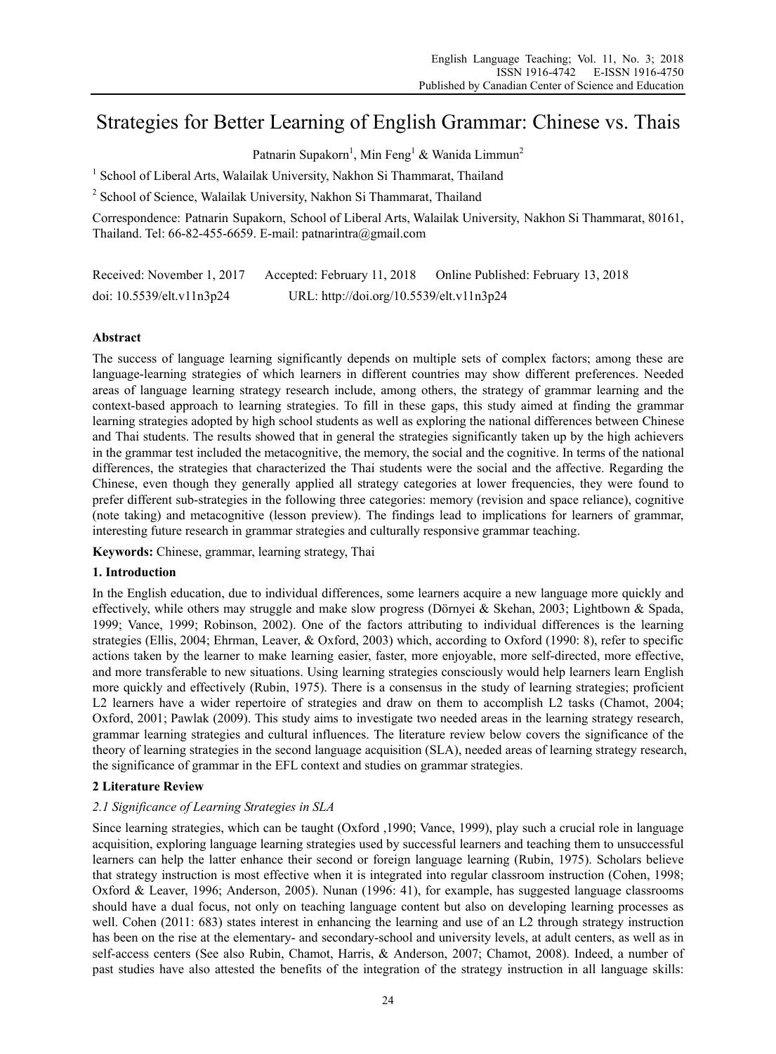# Strategies for Better Learning of English Grammar: Chinese vs. Thais

Patnarin Supakorn[1], Min Feng[1] & Wanida Limmun[2]

[1] School of Liberal Arts, Walailak University, Nakhon Si Thammarat, Thailand

[2] School of Science, Walailak University, Nakhon Si Thammarat, Thailand

Correspondence: Patnarin Supakorn, School of Liberal Arts, Walailak University, Nakhon Si Thammarat, 80161, Thailand. Tel: 66-82-455-6659. E-mail: patnarintra@gmail.com

Received: November 1, 2017 Accepted: February 11, 2018 Online Published: February 13, 2018

doi: 10.5539/elt.v11n3p24 URL: http://doi.org/10.5539/elt.v11n3p24

## Abstract

The success of language learning significantly depends on multiple sets of complex factors; among these are language-learning strategies of which learners in different countries may show different preferences. Needed areas of language learning strategy research include, among others, the strategy of grammar learning and the context-based approach to learning strategies. To fill in these gaps, this study aimed at finding the grammar learning strategies adopted by high school students as well as exploring the national differences between Chinese and Thai students. The results showed that in general the strategies significantly taken up by the high achievers in the grammar test included the metacognitive, the memory, the social and the cognitive. In terms of the national differences, the strategies that characterized the Thai students were the social and the affective. Regarding the Chinese, even though they generally applied all strategy categories at lower frequencies, they were found to prefer different sub-strategies in the following three categories: memory (revision and space reliance), cognitive (note taking) and metacognitive (lesson preview). The findings lead to implications for learners of grammar, interesting future research in grammar strategies and culturally responsive grammar teaching.

**Keywords:** Chinese, grammar, learning strategy, Thai

## 1. Introduction

In the English education, due to individual differences, some learners acquire a new language more quickly and effectively, while others may struggle and make slow progress (Dörnyei & Skehan, 2003; Lightbown & Spada, 1999; Vance, 1999; Robinson, 2002). One of the factors attributing to individual differences is the learning strategies (Ellis, 2004; Ehrman, Leaver, & Oxford, 2003) which, according to Oxford (1990: 8), refer to specific actions taken by the learner to make learning easier, faster, more enjoyable, more self-directed, more effective, and more transferable to new situations. Using learning strategies consciously would help learners learn English more quickly and effectively (Rubin, 1975). There is a consensus in the study of learning strategies; proficient L2 learners have a wider repertoire of strategies and draw on them to accomplish L2 tasks (Chamot, 2004; Oxford, 2001; Pawlak (2009). This study aims to investigate two needed areas in the learning strategy research, grammar learning strategies and cultural influences. The literature review below covers the significance of the theory of learning strategies in the second language acquisition (SLA), needed areas of learning strategy research, the significance of grammar in the EFL context and studies on grammar strategies.

## 2 Literature Review

### *2.1 Significance of Learning Strategies in SLA*

Since learning strategies, which can be taught (Oxford ,1990; Vance, 1999), play such a crucial role in language acquisition, exploring language learning strategies used by successful learners and teaching them to unsuccessful learners can help the latter enhance their second or foreign language learning (Rubin, 1975). Scholars believe that strategy instruction is most effective when it is integrated into regular classroom instruction (Cohen, 1998; Oxford & Leaver, 1996; Anderson, 2005). Nunan (1996: 41), for example, has suggested language classrooms should have a dual focus, not only on teaching language content but also on developing learning processes as well. Cohen (2011: 683) states interest in enhancing the learning and use of an L2 through strategy instruction has been on the rise at the elementary- and secondary-school and university levels, at adult centers, as well as in self-access centers (See also Rubin, Chamot, Harris, & Anderson, 2007; Chamot, 2008). Indeed, a number of past studies have also attested the benefits of the integration of the strategy instruction in all language skills: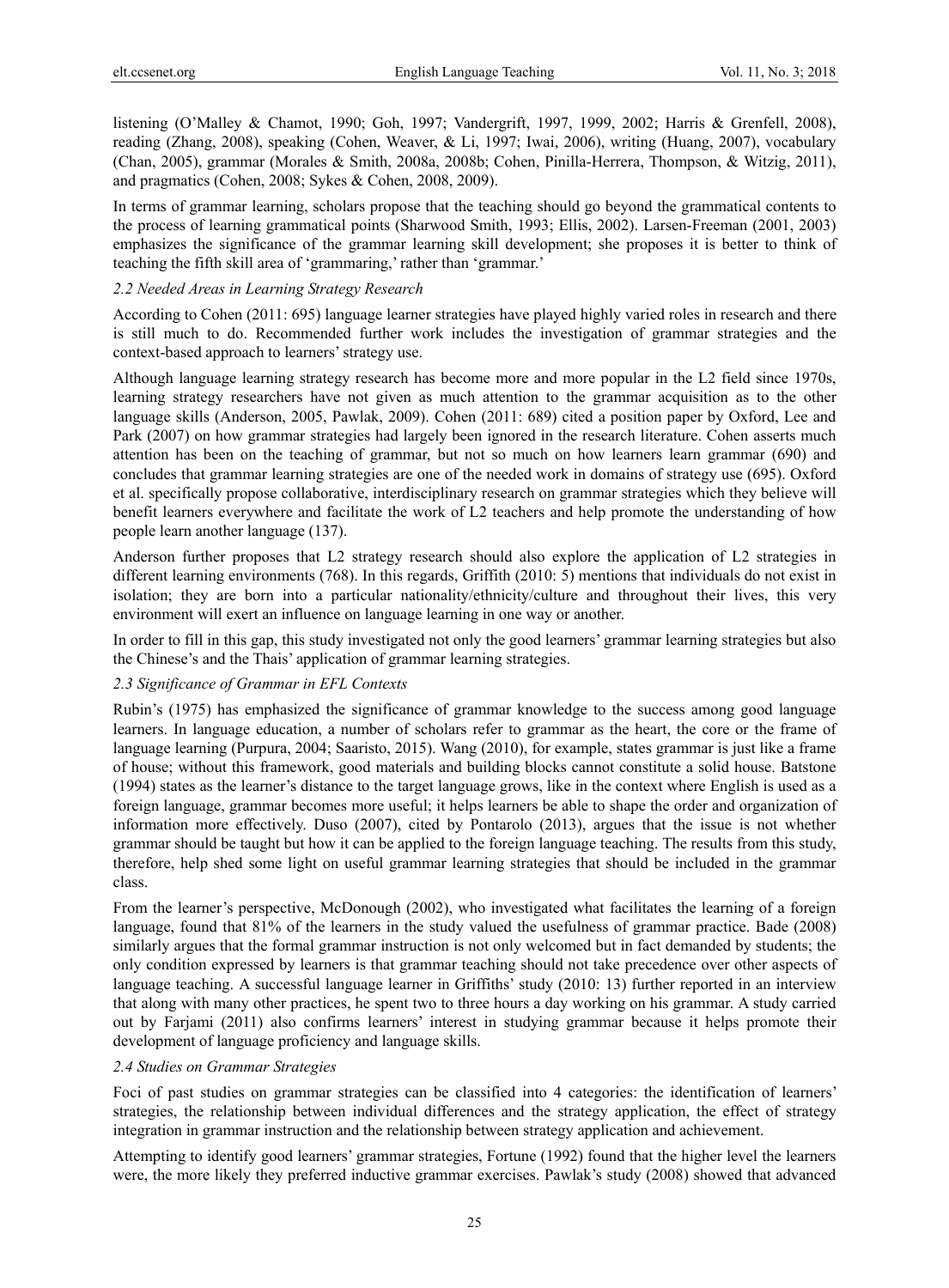listening (O'Malley & Chamot, 1990; Goh, 1997; Vandergrift, 1997, 1999, 2002; Harris & Grenfell, 2008), reading (Zhang, 2008), speaking (Cohen, Weaver, & Li, 1997; Iwai, 2006), writing (Huang, 2007), vocabulary (Chan, 2005), grammar (Morales & Smith, 2008a, 2008b; Cohen, Pinilla-Herrera, Thompson, & Witzig, 2011), and pragmatics (Cohen, 2008; Sykes & Cohen, 2008, 2009).

In terms of grammar learning, scholars propose that the teaching should go beyond the grammatical contents to the process of learning grammatical points (Sharwood Smith, 1993; Ellis, 2002). Larsen-Freeman (2001, 2003) emphasizes the significance of the grammar learning skill development; she proposes it is better to think of teaching the fifth skill area of 'grammaring,' rather than 'grammar.'

### *2.2 Needed Areas in Learning Strategy Research*

According to Cohen (2011: 695) language learner strategies have played highly varied roles in research and there is still much to do. Recommended further work includes the investigation of grammar strategies and the context-based approach to learners' strategy use.

Although language learning strategy research has become more and more popular in the L2 field since 1970s, learning strategy researchers have not given as much attention to the grammar acquisition as to the other language skills (Anderson, 2005, Pawlak, 2009). Cohen (2011: 689) cited a position paper by Oxford, Lee and Park (2007) on how grammar strategies had largely been ignored in the research literature. Cohen asserts much attention has been on the teaching of grammar, but not so much on how learners learn grammar (690) and concludes that grammar learning strategies are one of the needed work in domains of strategy use (695). Oxford et al. specifically propose collaborative, interdisciplinary research on grammar strategies which they believe will benefit learners everywhere and facilitate the work of L2 teachers and help promote the understanding of how people learn another language (137).

Anderson further proposes that L2 strategy research should also explore the application of L2 strategies in different learning environments (768). In this regards, Griffith (2010: 5) mentions that individuals do not exist in isolation; they are born into a particular nationality/ethnicity/culture and throughout their lives, this very environment will exert an influence on language learning in one way or another.

In order to fill in this gap, this study investigated not only the good learners' grammar learning strategies but also the Chinese's and the Thais' application of grammar learning strategies.

### *2.3 Significance of Grammar in EFL Contexts*

Rubin's (1975) has emphasized the significance of grammar knowledge to the success among good language learners. In language education, a number of scholars refer to grammar as the heart, the core or the frame of language learning (Purpura, 2004; Saaristo, 2015). Wang (2010), for example, states grammar is just like a frame of house; without this framework, good materials and building blocks cannot constitute a solid house. Batstone (1994) states as the learner's distance to the target language grows, like in the context where English is used as a foreign language, grammar becomes more useful; it helps learners be able to shape the order and organization of information more effectively. Duso (2007), cited by Pontarolo (2013), argues that the issue is not whether grammar should be taught but how it can be applied to the foreign language teaching. The results from this study, therefore, help shed some light on useful grammar learning strategies that should be included in the grammar class.

From the learner's perspective, McDonough (2002), who investigated what facilitates the learning of a foreign language, found that 81% of the learners in the study valued the usefulness of grammar practice. Bade (2008) similarly argues that the formal grammar instruction is not only welcomed but in fact demanded by students; the only condition expressed by learners is that grammar teaching should not take precedence over other aspects of language teaching. A successful language learner in Griffiths' study (2010: 13) further reported in an interview that along with many other practices, he spent two to three hours a day working on his grammar. A study carried out by Farjami (2011) also confirms learners' interest in studying grammar because it helps promote their development of language proficiency and language skills.

### *2.4 Studies on Grammar Strategies*

Foci of past studies on grammar strategies can be classified into 4 categories: the identification of learners' strategies, the relationship between individual differences and the strategy application, the effect of strategy integration in grammar instruction and the relationship between strategy application and achievement.

Attempting to identify good learners' grammar strategies, Fortune (1992) found that the higher level the learners were, the more likely they preferred inductive grammar exercises. Pawlak's study (2008) showed that advanced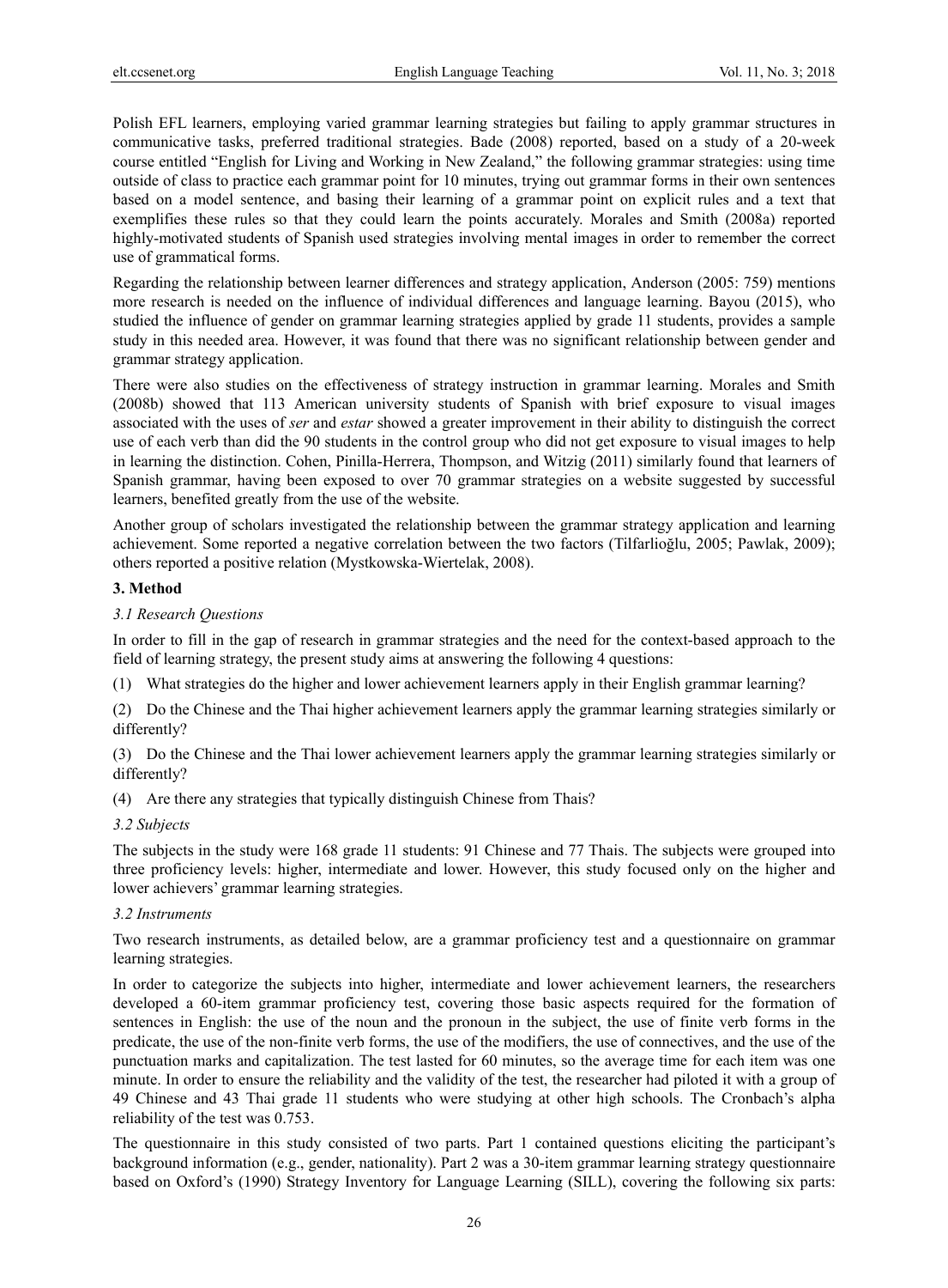Polish EFL learners, employing varied grammar learning strategies but failing to apply grammar structures in communicative tasks, preferred traditional strategies. Bade (2008) reported, based on a study of a 20-week course entitled "English for Living and Working in New Zealand," the following grammar strategies: using time outside of class to practice each grammar point for 10 minutes, trying out grammar forms in their own sentences based on a model sentence, and basing their learning of a grammar point on explicit rules and a text that exemplifies these rules so that they could learn the points accurately. Morales and Smith (2008a) reported highly-motivated students of Spanish used strategies involving mental images in order to remember the correct use of grammatical forms.

Regarding the relationship between learner differences and strategy application, Anderson (2005: 759) mentions more research is needed on the influence of individual differences and language learning. Bayou (2015), who studied the influence of gender on grammar learning strategies applied by grade 11 students, provides a sample study in this needed area. However, it was found that there was no significant relationship between gender and grammar strategy application.

There were also studies on the effectiveness of strategy instruction in grammar learning. Morales and Smith (2008b) showed that 113 American university students of Spanish with brief exposure to visual images associated with the uses of *ser* and *estar* showed a greater improvement in their ability to distinguish the correct use of each verb than did the 90 students in the control group who did not get exposure to visual images to help in learning the distinction. Cohen, Pinilla-Herrera, Thompson, and Witzig (2011) similarly found that learners of Spanish grammar, having been exposed to over 70 grammar strategies on a website suggested by successful learners, benefited greatly from the use of the website.

Another group of scholars investigated the relationship between the grammar strategy application and learning achievement. Some reported a negative correlation between the two factors (Tilfarlioğlu, 2005; Pawlak, 2009); others reported a positive relation (Mystkowska-Wiertelak, 2008).

## 3. Method

### *3.1 Research Questions*

In order to fill in the gap of research in grammar strategies and the need for the context-based approach to the field of learning strategy, the present study aims at answering the following 4 questions:

(1) What strategies do the higher and lower achievement learners apply in their English grammar learning?

(2) Do the Chinese and the Thai higher achievement learners apply the grammar learning strategies similarly or differently?

(3) Do the Chinese and the Thai lower achievement learners apply the grammar learning strategies similarly or differently?

(4) Are there any strategies that typically distinguish Chinese from Thais?

### *3.2 Subjects*

The subjects in the study were 168 grade 11 students: 91 Chinese and 77 Thais. The subjects were grouped into three proficiency levels: higher, intermediate and lower. However, this study focused only on the higher and lower achievers' grammar learning strategies.

### *3.2 Instruments*

Two research instruments, as detailed below, are a grammar proficiency test and a questionnaire on grammar learning strategies.

In order to categorize the subjects into higher, intermediate and lower achievement learners, the researchers developed a 60-item grammar proficiency test, covering those basic aspects required for the formation of sentences in English: the use of the noun and the pronoun in the subject, the use of finite verb forms in the predicate, the use of the non-finite verb forms, the use of the modifiers, the use of connectives, and the use of the punctuation marks and capitalization. The test lasted for 60 minutes, so the average time for each item was one minute. In order to ensure the reliability and the validity of the test, the researcher had piloted it with a group of 49 Chinese and 43 Thai grade 11 students who were studying at other high schools. The Cronbach's alpha reliability of the test was 0.753.

The questionnaire in this study consisted of two parts. Part 1 contained questions eliciting the participant's background information (e.g., gender, nationality). Part 2 was a 30-item grammar learning strategy questionnaire based on Oxford's (1990) Strategy Inventory for Language Learning (SILL), covering the following six parts: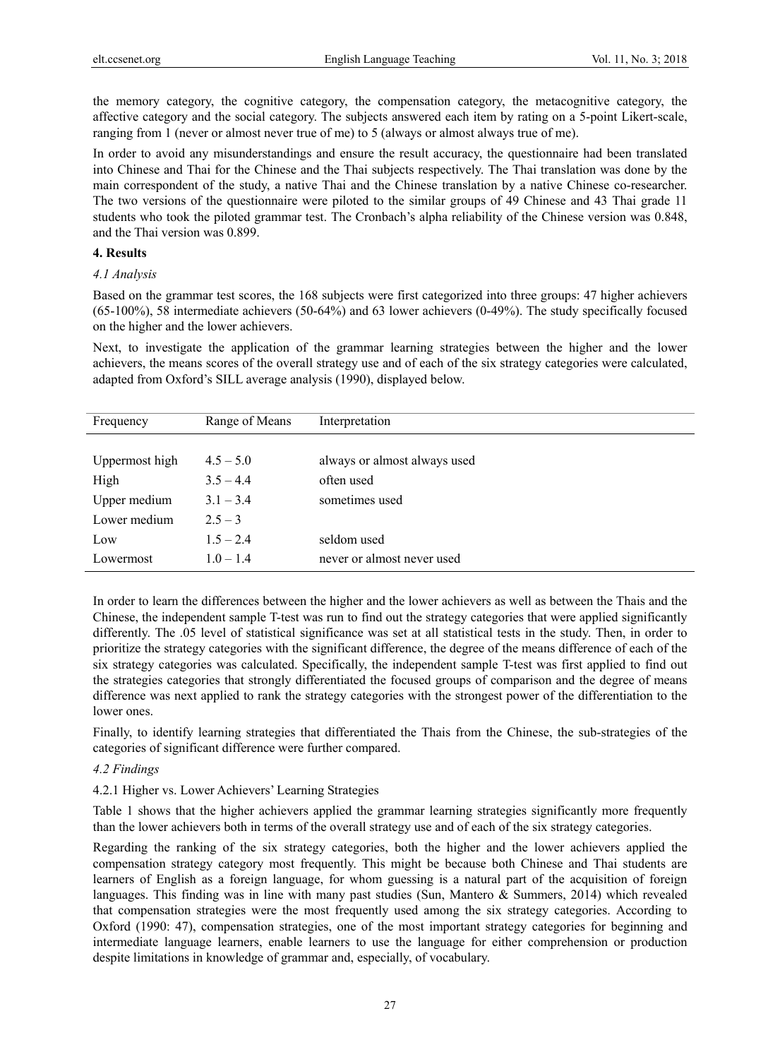the memory category, the cognitive category, the compensation category, the metacognitive category, the affective category and the social category. The subjects answered each item by rating on a 5-point Likert-scale, ranging from 1 (never or almost never true of me) to 5 (always or almost always true of me).

In order to avoid any misunderstandings and ensure the result accuracy, the questionnaire had been translated into Chinese and Thai for the Chinese and the Thai subjects respectively. The Thai translation was done by the main correspondent of the study, a native Thai and the Chinese translation by a native Chinese co-researcher. The two versions of the questionnaire were piloted to the similar groups of 49 Chinese and 43 Thai grade 11 students who took the piloted grammar test. The Cronbach's alpha reliability of the Chinese version was 0.848, and the Thai version was 0.899.

## 4. Results

### *4.1 Analysis*

Based on the grammar test scores, the 168 subjects were first categorized into three groups: 47 higher achievers (65-100%), 58 intermediate achievers (50-64%) and 63 lower achievers (0-49%). The study specifically focused on the higher and the lower achievers.

Next, to investigate the application of the grammar learning strategies between the higher and the lower achievers, the means scores of the overall strategy use and of each of the six strategy categories were calculated, adapted from Oxford's SILL average analysis (1990), displayed below.

| Frequency | Range of Means | Interpretation |
|---|---|---|
| Uppermost high | 4.5 – 5.0 | always or almost always used |
| High | 3.5 – 4.4 | often used |
| Upper medium | 3.1 – 3.4 | sometimes used |
| Lower medium | 2.5 – 3 | |
| Low | 1.5 – 2.4 | seldom used |
| Lowermost | 1.0 – 1.4 | never or almost never used |

In order to learn the differences between the higher and the lower achievers as well as between the Thais and the Chinese, the independent sample T-test was run to find out the strategy categories that were applied significantly differently. The .05 level of statistical significance was set at all statistical tests in the study. Then, in order to prioritize the strategy categories with the significant difference, the degree of the means difference of each of the six strategy categories was calculated. Specifically, the independent sample T-test was first applied to find out the strategies categories that strongly differentiated the focused groups of comparison and the degree of means difference was next applied to rank the strategy categories with the strongest power of the differentiation to the lower ones.

Finally, to identify learning strategies that differentiated the Thais from the Chinese, the sub-strategies of the categories of significant difference were further compared.

### *4.2 Findings*

#### 4.2.1 Higher vs. Lower Achievers' Learning Strategies

Table 1 shows that the higher achievers applied the grammar learning strategies significantly more frequently than the lower achievers both in terms of the overall strategy use and of each of the six strategy categories.

Regarding the ranking of the six strategy categories, both the higher and the lower achievers applied the compensation strategy category most frequently. This might be because both Chinese and Thai students are learners of English as a foreign language, for whom guessing is a natural part of the acquisition of foreign languages. This finding was in line with many past studies (Sun, Mantero & Summers, 2014) which revealed that compensation strategies were the most frequently used among the six strategy categories. According to Oxford (1990: 47), compensation strategies, one of the most important strategy categories for beginning and intermediate language learners, enable learners to use the language for either comprehension or production despite limitations in knowledge of grammar and, especially, of vocabulary.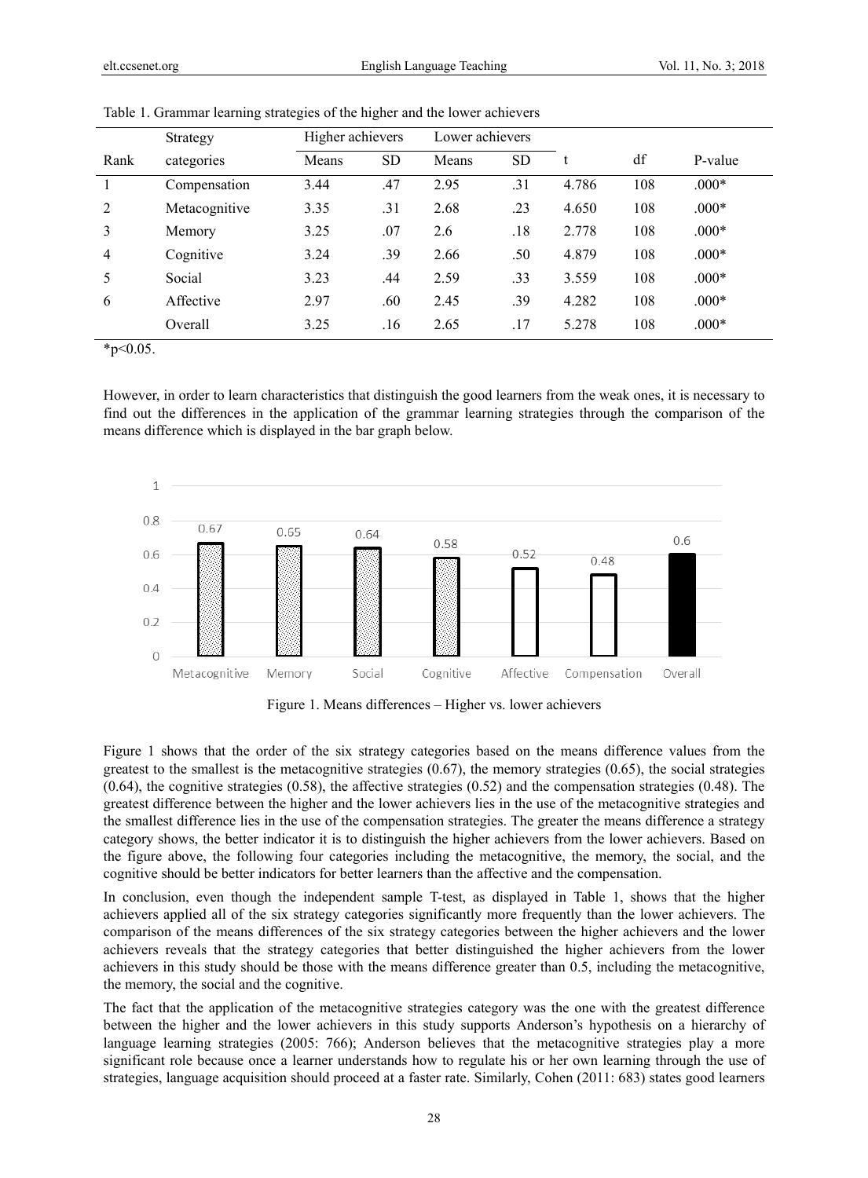Table 1. Grammar learning strategies of the higher and the lower achievers

| | Strategy | Higher achievers | | Lower achievers | | | | |
|---|---|---|---|---|---|---|---|---|
| Rank | categories | Means | SD | Means | SD | t | df | P-value |
| 1 | Compensation | 3.44 | .47 | 2.95 | .31 | 4.786 | 108 | .000* |
| 2 | Metacognitive | 3.35 | .31 | 2.68 | .23 | 4.650 | 108 | .000* |
| 3 | Memory | 3.25 | .07 | 2.6 | .18 | 2.778 | 108 | .000* |
| 4 | Cognitive | 3.24 | .39 | 2.66 | .50 | 4.879 | 108 | .000* |
| 5 | Social | 3.23 | .44 | 2.59 | .33 | 3.559 | 108 | .000* |
| 6 | Affective | 2.97 | .60 | 2.45 | .39 | 4.282 | 108 | .000* |
| | Overall | 3.25 | .16 | 2.65 | .17 | 5.278 | 108 | .000* |

*p<0.05.

However, in order to learn characteristics that distinguish the good learners from the weak ones, it is necessary to find out the differences in the application of the grammar learning strategies through the comparison of the means difference which is displayed in the bar graph below.

1
0.8
0.6
0.4
0.2
0

0.67
0.65
0.64
0.58
0.52
0.48
0.6

Metacognitive
Memory
Social
Cognitive
Affective
Compensation
Overall

Figure 1. Means differences – Higher vs. lower achievers

Figure 1 shows that the order of the six strategy categories based on the means difference values from the greatest to the smallest is the metacognitive strategies (0.67), the memory strategies (0.65), the social strategies (0.64), the cognitive strategies (0.58), the affective strategies (0.52) and the compensation strategies (0.48). The greatest difference between the higher and the lower achievers lies in the use of the metacognitive strategies and the smallest difference lies in the use of the compensation strategies. The greater the means difference a strategy category shows, the better indicator it is to distinguish the higher achievers from the lower achievers. Based on the figure above, the following four categories including the metacognitive, the memory, the social, and the cognitive should be better indicators for better learners than the affective and the compensation.

In conclusion, even though the independent sample T-test, as displayed in Table 1, shows that the higher achievers applied all of the six strategy categories significantly more frequently than the lower achievers. The comparison of the means differences of the six strategy categories between the higher achievers and the lower achievers reveals that the strategy categories that better distinguished the higher achievers from the lower achievers in this study should be those with the means difference greater than 0.5, including the metacognitive, the memory, the social and the cognitive.

The fact that the application of the metacognitive strategies category was the one with the greatest difference between the higher and the lower achievers in this study supports Anderson's hypothesis on a hierarchy of language learning strategies (2005: 766); Anderson believes that the metacognitive strategies play a more significant role because once a learner understands how to regulate his or her own learning through the use of strategies, language acquisition should proceed at a faster rate. Similarly, Cohen (2011: 683) states good learners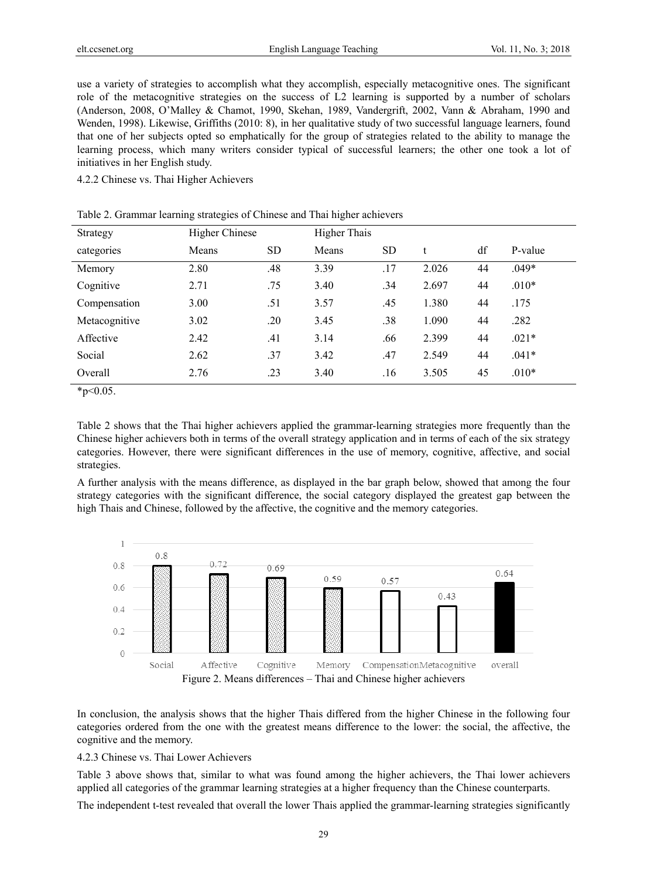use a variety of strategies to accomplish what they accomplish, especially metacognitive ones. The significant role of the metacognitive strategies on the success of L2 learning is supported by a number of scholars (Anderson, 2008, O'Malley & Chamot, 1990, Skehan, 1989, Vandergrift, 2002, Vann & Abraham, 1990 and Wenden, 1998). Likewise, Griffiths (2010: 8), in her qualitative study of two successful language learners, found that one of her subjects opted so emphatically for the group of strategies related to the ability to manage the learning process, which many writers consider typical of successful learners; the other one took a lot of initiatives in her English study.

4.2.2 Chinese vs. Thai Higher Achievers

Table 2. Grammar learning strategies of Chinese and Thai higher achievers

| Strategy | Higher Chinese | | Higher Thais | | | | |
|---|---|---|---|---|---|---|---|
| categories | Means | SD | Means | SD | t | df | P-value |
| Memory | 2.80 | .48 | 3.39 | .17 | 2.026 | 44 | .049* |
| Cognitive | 2.71 | .75 | 3.40 | .34 | 2.697 | 44 | .010* |
| Compensation | 3.00 | .51 | 3.57 | .45 | 1.380 | 44 | .175 |
| Metacognitive | 3.02 | .20 | 3.45 | .38 | 1.090 | 44 | .282 |
| Affective | 2.42 | .41 | 3.14 | .66 | 2.399 | 44 | .021* |
| Social | 2.62 | .37 | 3.42 | .47 | 2.549 | 44 | .041* |
| Overall | 2.76 | .23 | 3.40 | .16 | 3.505 | 45 | .010* |

*p<0.05.

Table 2 shows that the Thai higher achievers applied the grammar-learning strategies more frequently than the Chinese higher achievers both in terms of the overall strategy application and in terms of each of the six strategy categories. However, there were significant differences in the use of memory, cognitive, affective, and social strategies.

A further analysis with the means difference, as displayed in the bar graph below, showed that among the four strategy categories with the significant difference, the social category displayed the greatest gap between the high Thais and Chinese, followed by the affective, the cognitive and the memory categories.

1
0.8
0.6
0.4
0.2
0
0.8
0.72
0.69
0.59
0.57
0.43
0.64
Social
Affective
Cognitive
Memory
Compensation
Metacognitive
overall

Figure 2. Means differences – Thai and Chinese higher achievers

In conclusion, the analysis shows that the higher Thais differed from the higher Chinese in the following four categories ordered from the one with the greatest means difference to the lower: the social, the affective, the cognitive and the memory.

4.2.3 Chinese vs. Thai Lower Achievers

Table 3 above shows that, similar to what was found among the higher achievers, the Thai lower achievers applied all categories of the grammar learning strategies at a higher frequency than the Chinese counterparts.

The independent t-test revealed that overall the lower Thais applied the grammar-learning strategies significantly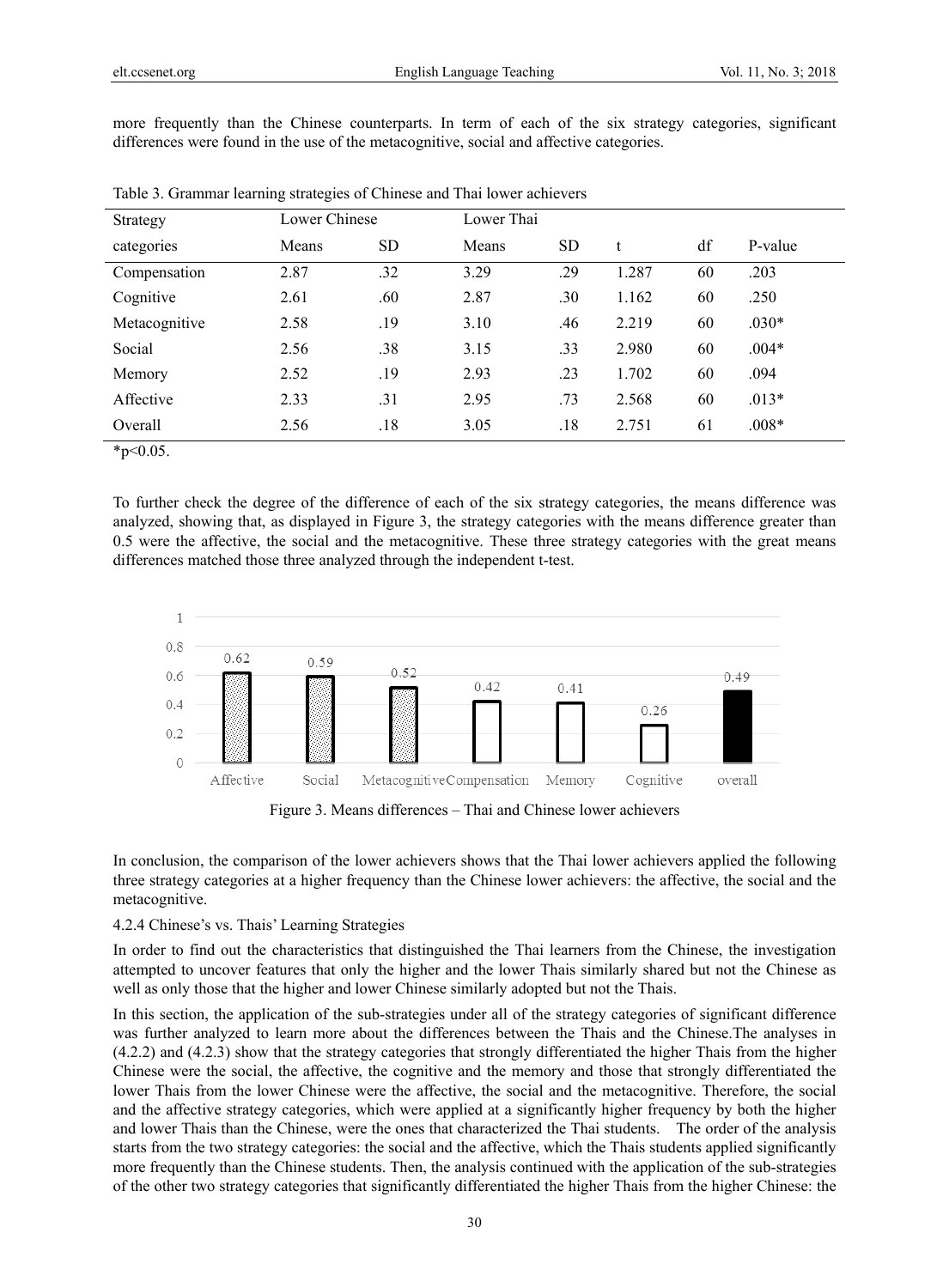more frequently than the Chinese counterparts. In term of each of the six strategy categories, significant differences were found in the use of the metacognitive, social and affective categories.

Table 3. Grammar learning strategies of Chinese and Thai lower achievers

| Strategy categories | Lower Chinese | | Lower Thai | | | | |
|---|---|---|---|---|---|---|---|
| | Means | SD | Means | SD | t | df | P-value |
| Compensation | 2.87 | .32 | 3.29 | .29 | 1.287 | 60 | .203 |
| Cognitive | 2.61 | .60 | 2.87 | .30 | 1.162 | 60 | .250 |
| Metacognitive | 2.58 | .19 | 3.10 | .46 | 2.219 | 60 | .030* |
| Social | 2.56 | .38 | 3.15 | .33 | 2.980 | 60 | .004* |
| Memory | 2.52 | .19 | 2.93 | .23 | 1.702 | 60 | .094 |
| Affective | 2.33 | .31 | 2.95 | .73 | 2.568 | 60 | .013* |
| Overall | 2.56 | .18 | 3.05 | .18 | 2.751 | 61 | .008* |

*$p<0.05$.

To further check the degree of the difference of each of the six strategy categories, the means difference was analyzed, showing that, as displayed in Figure 3, the strategy categories with the means difference greater than 0.5 were the affective, the social and the metacognitive. These three strategy categories with the great means differences matched those three analyzed through the independent t-test.

1
0.8
0.6
0.4
0.2
0

0.62 0.59 0.52 0.42 0.41 0.26 0.49

Affective Social Metacognitive Compensation Memory Cognitive overall

Figure 3. Means differences – Thai and Chinese lower achievers

In conclusion, the comparison of the lower achievers shows that the Thai lower achievers applied the following three strategy categories at a higher frequency than the Chinese lower achievers: the affective, the social and the metacognitive.

#### 4.2.4 Chinese's vs. Thais' Learning Strategies

In order to find out the characteristics that distinguished the Thai learners from the Chinese, the investigation attempted to uncover features that only the higher and the lower Thais similarly shared but not the Chinese as well as only those that the higher and lower Chinese similarly adopted but not the Thais.

In this section, the application of the sub-strategies under all of the strategy categories of significant difference was further analyzed to learn more about the differences between the Thais and the Chinese.The analyses in (4.2.2) and (4.2.3) show that the strategy categories that strongly differentiated the higher Thais from the higher Chinese were the social, the affective, the cognitive and the memory and those that strongly differentiated the lower Thais from the lower Chinese were the affective, the social and the metacognitive. Therefore, the social and the affective strategy categories, which were applied at a significantly higher frequency by both the higher and lower Thais than the Chinese, were the ones that characterized the Thai students. The order of the analysis starts from the two strategy categories: the social and the affective, which the Thais students applied significantly more frequently than the Chinese students. Then, the analysis continued with the application of the sub-strategies of the other two strategy categories that significantly differentiated the higher Thais from the higher Chinese: the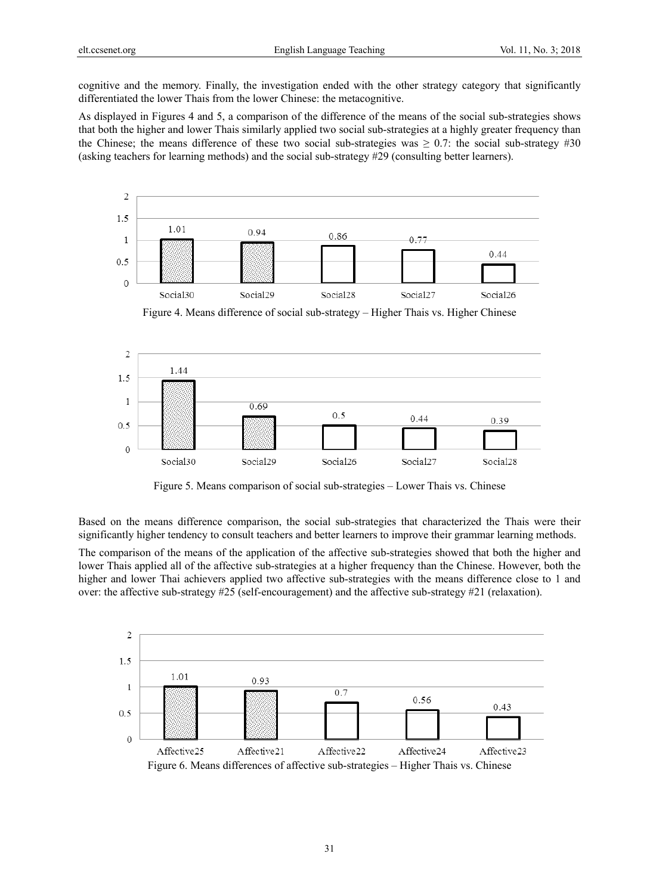cognitive and the memory. Finally, the investigation ended with the other strategy category that significantly differentiated the lower Thais from the lower Chinese: the metacognitive.

As displayed in Figures 4 and 5, a comparison of the difference of the means of the social sub-strategies shows that both the higher and lower Thais similarly applied two social sub-strategies at a highly greater frequency than the Chinese; the means difference of these two social sub-strategies was $\geq 0.7$: the social sub-strategy #30 (asking teachers for learning methods) and the social sub-strategy #29 (consulting better learners).

| Social30 | Social29 | Social28 | Social27 | Social26 |
|---|---|---|---|---|
| 1.01 | 0.94 | 0.86 | 0.77 | 0.44 |

Figure 4. Means difference of social sub-strategy – Higher Thais vs. Higher Chinese

| Social30 | Social29 | Social26 | Social27 | Social28 |
|---|---|---|---|---|
| 1.44 | 0.69 | 0.5 | 0.44 | 0.39 |

Figure 5. Means comparison of social sub-strategies – Lower Thais vs. Chinese

Based on the means difference comparison, the social sub-strategies that characterized the Thais were their significantly higher tendency to consult teachers and better learners to improve their grammar learning methods.

The comparison of the means of the application of the affective sub-strategies showed that both the higher and lower Thais applied all of the affective sub-strategies at a higher frequency than the Chinese. However, both the higher and lower Thai achievers applied two affective sub-strategies with the means difference close to 1 and over: the affective sub-strategy #25 (self-encouragement) and the affective sub-strategy #21 (relaxation).

| Affective25 | Affective21 | Affective22 | Affective24 | Affective23 |
|---|---|---|---|---|
| 1.01 | 0.93 | 0.7 | 0.56 | 0.43 |

Figure 6. Means differences of affective sub-strategies – Higher Thais vs. Chinese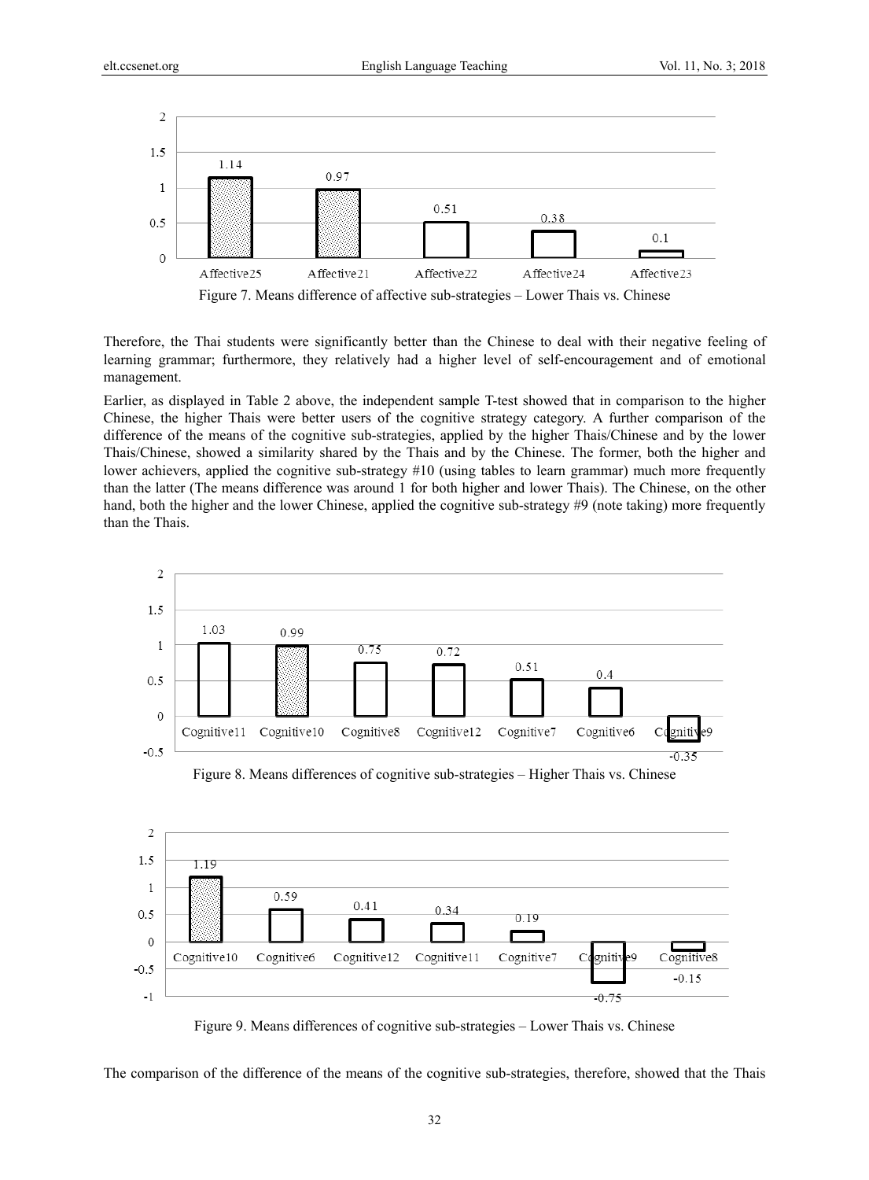2

1.5

1

0.5

0

1.14

0.97

0.51

0.38

0.1

Affective25 Affective21 Affective22 Affective24 Affective23

Figure 7. Means difference of affective sub-strategies – Lower Thais vs. Chinese

Therefore, the Thai students were significantly better than the Chinese to deal with their negative feeling of learning grammar; furthermore, they relatively had a higher level of self-encouragement and of emotional management.

Earlier, as displayed in Table 2 above, the independent sample T-test showed that in comparison to the higher Chinese, the higher Thais were better users of the cognitive strategy category. A further comparison of the difference of the means of the cognitive sub-strategies, applied by the higher Thais/Chinese and by the lower Thais/Chinese, showed a similarity shared by the Thais and by the Chinese. The former, both the higher and lower achievers, applied the cognitive sub-strategy #10 (using tables to learn grammar) much more frequently than the latter (The means difference was around 1 for both higher and lower Thais). The Chinese, on the other hand, both the higher and the lower Chinese, applied the cognitive sub-strategy #9 (note taking) more frequently than the Thais.

2

1.5

1

0.5

0

-0.5

1.03

0.99

0.75

0.72

0.51

0.4

-0.35

Cognitive11 Cognitive10 Cognitive8 Cognitive12 Cognitive7 Cognitive6 Cognitive9

Figure 8. Means differences of cognitive sub-strategies – Higher Thais vs. Chinese

2

1.5

1

0.5

0

-0.5

-1

1.19

0.59

0.41

0.34

0.19

-0.75

-0.15

Cognitive10 Cognitive6 Cognitive12 Cognitive11 Cognitive7 Cognitive9 Cognitive8

Figure 9. Means differences of cognitive sub-strategies – Lower Thais vs. Chinese

The comparison of the difference of the means of the cognitive sub-strategies, therefore, showed that the Thais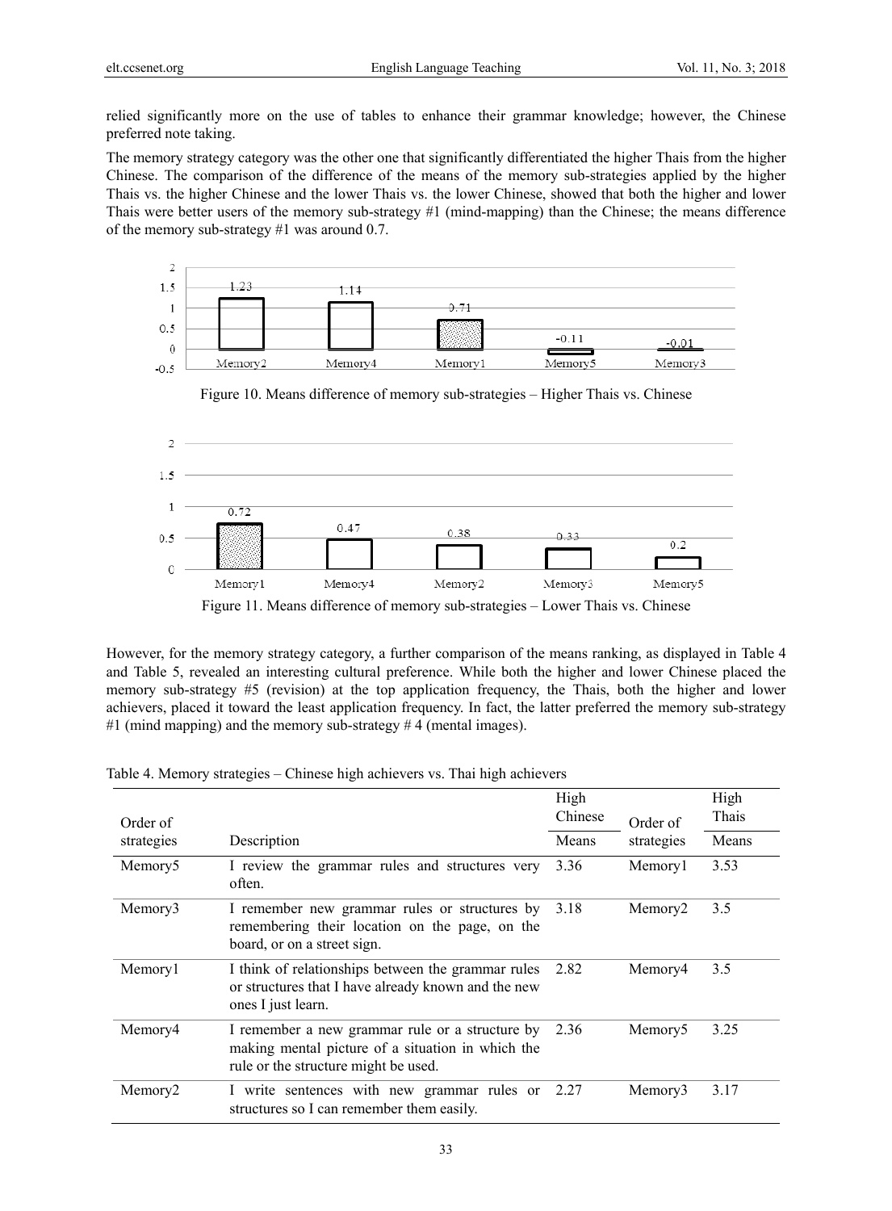relied significantly more on the use of tables to enhance their grammar knowledge; however, the Chinese preferred note taking.

The memory strategy category was the other one that significantly differentiated the higher Thais from the higher Chinese. The comparison of the difference of the means of the memory sub-strategies applied by the higher Thais vs. the higher Chinese and the lower Thais vs. the lower Chinese, showed that both the higher and lower Thais were better users of the memory sub-strategy #1 (mind-mapping) than the Chinese; the means difference of the memory sub-strategy #1 was around 0.7.

2
1.5
1
0.5
0
-0.5
1.23
1.14
0.71
-0.11
-0.01
Memory2
Memory4
Memory1
Memory5
Memory3

Figure 10. Means difference of memory sub-strategies – Higher Thais vs. Chinese

2
1.5
1
0.5
0
0.72
0.47
0.38
0.33
0.2
Memory1
Memory4
Memory2
Memory3
Memory5

Figure 11. Means difference of memory sub-strategies – Lower Thais vs. Chinese

However, for the memory strategy category, a further comparison of the means ranking, as displayed in Table 4 and Table 5, revealed an interesting cultural preference. While both the higher and lower Chinese placed the memory sub-strategy #5 (revision) at the top application frequency, the Thais, both the higher and lower achievers, placed it toward the least application frequency. In fact, the latter preferred the memory sub-strategy #1 (mind mapping) and the memory sub-strategy # 4 (mental images).

Table 4. Memory strategies – Chinese high achievers vs. Thai high achievers

| Order of strategies | Description | High Chinese | Order of strategies | High Thais |
|---|---|---|---|---|
| | | Means | | Means |
| Memory5 | I review the grammar rules and structures very often. | 3.36 | Memory1 | 3.53 |
| Memory3 | I remember new grammar rules or structures by remembering their location on the page, on the board, or on a street sign. | 3.18 | Memory2 | 3.5 |
| Memory1 | I think of relationships between the grammar rules or structures that I have already known and the new ones I just learn. | 2.82 | Memory4 | 3.5 |
| Memory4 | I remember a new grammar rule or a structure by making mental picture of a situation in which the rule or the structure might be used. | 2.36 | Memory5 | 3.25 |
| Memory2 | I write sentences with new grammar rules or structures so I can remember them easily. | 2.27 | Memory3 | 3.17 |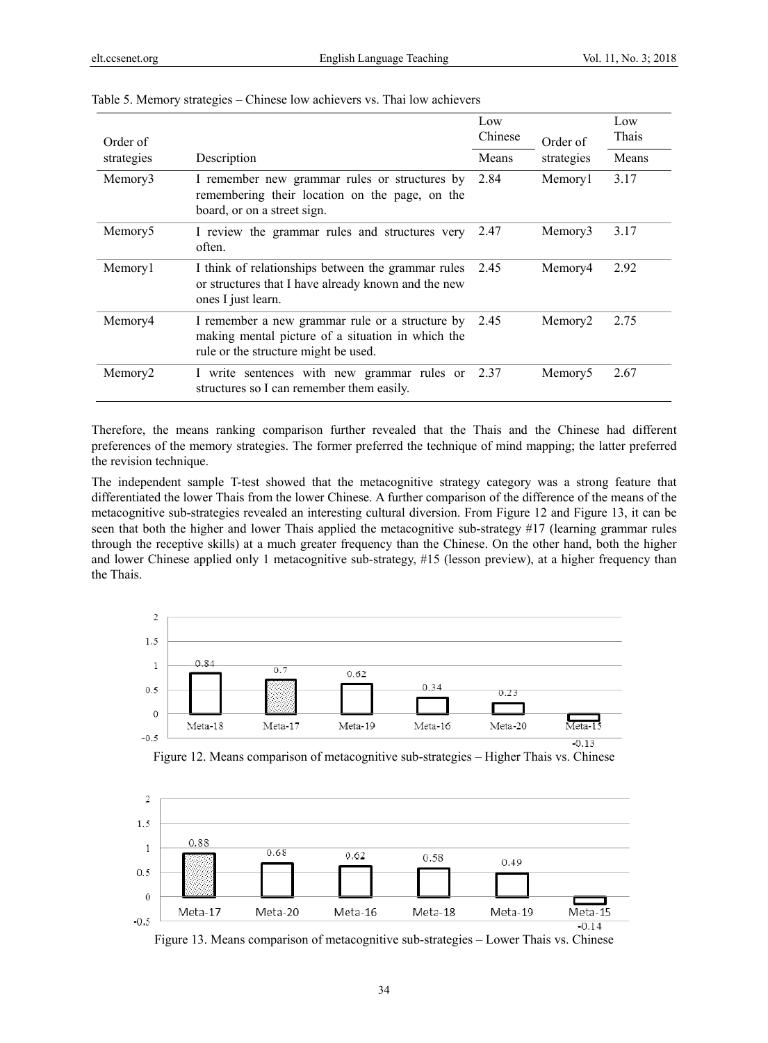Table 5. Memory strategies – Chinese low achievers vs. Thai low achievers

| Order of strategies | Description | Low Chinese Means | Order of strategies | Low Thais Means |
|---|---|---|---|---|
| Memory3 | I remember new grammar rules or structures by remembering their location on the page, on the board, or on a street sign. | 2.84 | Memory1 | 3.17 |
| Memory5 | I review the grammar rules and structures very often. | 2.47 | Memory3 | 3.17 |
| Memory1 | I think of relationships between the grammar rules or structures that I have already known and the new ones I just learn. | 2.45 | Memory4 | 2.92 |
| Memory4 | I remember a new grammar rule or a structure by making mental picture of a situation in which the rule or the structure might be used. | 2.45 | Memory2 | 2.75 |
| Memory2 | I write sentences with new grammar rules or structures so I can remember them easily. | 2.37 | Memory5 | 2.67 |

Therefore, the means ranking comparison further revealed that the Thais and the Chinese had different preferences of the memory strategies. The former preferred the technique of mind mapping; the latter preferred the revision technique.

The independent sample T-test showed that the metacognitive strategy category was a strong feature that differentiated the lower Thais from the lower Chinese. A further comparison of the difference of the means of the metacognitive sub-strategies revealed an interesting cultural diversion. From Figure 12 and Figure 13, it can be seen that both the higher and lower Thais applied the metacognitive sub-strategy #17 (learning grammar rules through the receptive skills) at a much greater frequency than the Chinese. On the other hand, both the higher and lower Chinese applied only 1 metacognitive sub-strategy, #15 (lesson preview), at a higher frequency than the Thais.

2
1.5
1
0.5
0
-0.5
0.84 Meta-18
0.7 Meta-17
0.62 Meta-19
0.34 Meta-16
0.23 Meta-20
-0.13 Meta-15

Figure 12. Means comparison of metacognitive sub-strategies – Higher Thais vs. Chinese

2
1.5
1
0.5
0
-0.5
0.88 Meta-17
0.68 Meta-20
0.62 Meta-16
0.58 Meta-18
0.49 Meta-19
-0.14 Meta-15

Figure 13. Means comparison of metacognitive sub-strategies – Lower Thais vs. Chinese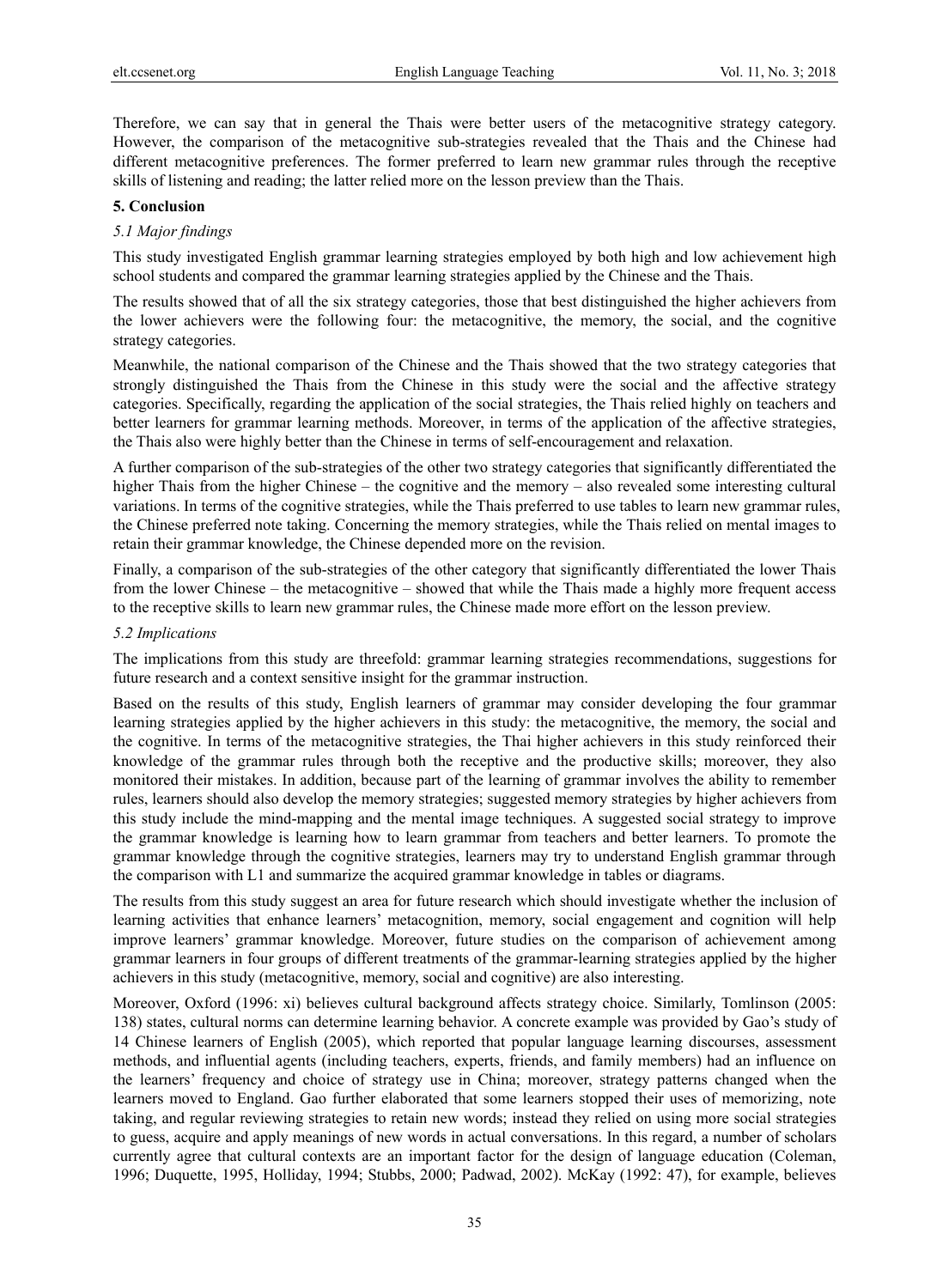Therefore, we can say that in general the Thais were better users of the metacognitive strategy category. However, the comparison of the metacognitive sub-strategies revealed that the Thais and the Chinese had different metacognitive preferences. The former preferred to learn new grammar rules through the receptive skills of listening and reading; the latter relied more on the lesson preview than the Thais.

## 5. Conclusion

### *5.1 Major findings*

This study investigated English grammar learning strategies employed by both high and low achievement high school students and compared the grammar learning strategies applied by the Chinese and the Thais.

The results showed that of all the six strategy categories, those that best distinguished the higher achievers from the lower achievers were the following four: the metacognitive, the memory, the social, and the cognitive strategy categories.

Meanwhile, the national comparison of the Chinese and the Thais showed that the two strategy categories that strongly distinguished the Thais from the Chinese in this study were the social and the affective strategy categories. Specifically, regarding the application of the social strategies, the Thais relied highly on teachers and better learners for grammar learning methods. Moreover, in terms of the application of the affective strategies, the Thais also were highly better than the Chinese in terms of self-encouragement and relaxation.

A further comparison of the sub-strategies of the other two strategy categories that significantly differentiated the higher Thais from the higher Chinese – the cognitive and the memory – also revealed some interesting cultural variations. In terms of the cognitive strategies, while the Thais preferred to use tables to learn new grammar rules, the Chinese preferred note taking. Concerning the memory strategies, while the Thais relied on mental images to retain their grammar knowledge, the Chinese depended more on the revision.

Finally, a comparison of the sub-strategies of the other category that significantly differentiated the lower Thais from the lower Chinese – the metacognitive – showed that while the Thais made a highly more frequent access to the receptive skills to learn new grammar rules, the Chinese made more effort on the lesson preview.

### *5.2 Implications*

The implications from this study are threefold: grammar learning strategies recommendations, suggestions for future research and a context sensitive insight for the grammar instruction.

Based on the results of this study, English learners of grammar may consider developing the four grammar learning strategies applied by the higher achievers in this study: the metacognitive, the memory, the social and the cognitive. In terms of the metacognitive strategies, the Thai higher achievers in this study reinforced their knowledge of the grammar rules through both the receptive and the productive skills; moreover, they also monitored their mistakes. In addition, because part of the learning of grammar involves the ability to remember rules, learners should also develop the memory strategies; suggested memory strategies by higher achievers from this study include the mind-mapping and the mental image techniques. A suggested social strategy to improve the grammar knowledge is learning how to learn grammar from teachers and better learners. To promote the grammar knowledge through the cognitive strategies, learners may try to understand English grammar through the comparison with L1 and summarize the acquired grammar knowledge in tables or diagrams.

The results from this study suggest an area for future research which should investigate whether the inclusion of learning activities that enhance learners' metacognition, memory, social engagement and cognition will help improve learners' grammar knowledge. Moreover, future studies on the comparison of achievement among grammar learners in four groups of different treatments of the grammar-learning strategies applied by the higher achievers in this study (metacognitive, memory, social and cognitive) are also interesting.

Moreover, Oxford (1996: xi) believes cultural background affects strategy choice. Similarly, Tomlinson (2005: 138) states, cultural norms can determine learning behavior. A concrete example was provided by Gao's study of 14 Chinese learners of English (2005), which reported that popular language learning discourses, assessment methods, and influential agents (including teachers, experts, friends, and family members) had an influence on the learners' frequency and choice of strategy use in China; moreover, strategy patterns changed when the learners moved to England. Gao further elaborated that some learners stopped their uses of memorizing, note taking, and regular reviewing strategies to retain new words; instead they relied on using more social strategies to guess, acquire and apply meanings of new words in actual conversations. In this regard, a number of scholars currently agree that cultural contexts are an important factor for the design of language education (Coleman, 1996; Duquette, 1995, Holliday, 1994; Stubbs, 2000; Padwad, 2002). McKay (1992: 47), for example, believes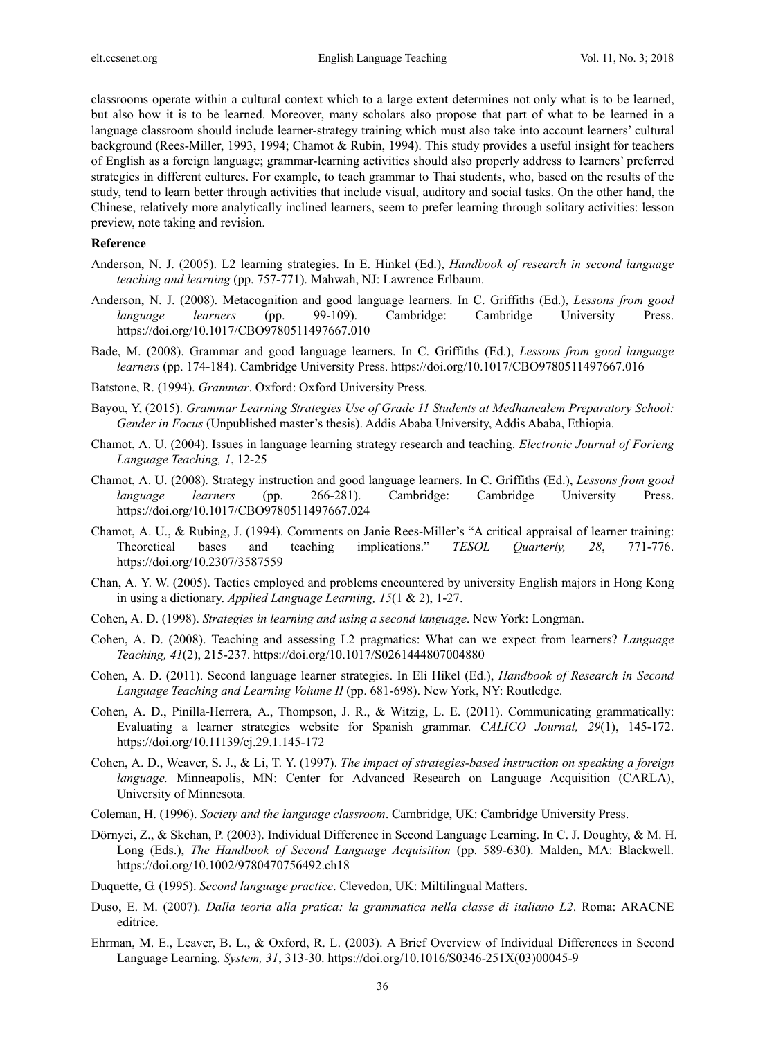classrooms operate within a cultural context which to a large extent determines not only what is to be learned, but also how it is to be learned. Moreover, many scholars also propose that part of what to be learned in a language classroom should include learner-strategy training which must also take into account learners' cultural background (Rees-Miller, 1993, 1994; Chamot & Rubin, 1994). This study provides a useful insight for teachers of English as a foreign language; grammar-learning activities should also properly address to learners' preferred strategies in different cultures. For example, to teach grammar to Thai students, who, based on the results of the study, tend to learn better through activities that include visual, auditory and social tasks. On the other hand, the Chinese, relatively more analytically inclined learners, seem to prefer learning through solitary activities: lesson preview, note taking and revision.

**Reference**

Anderson, N. J. (2005). L2 learning strategies. In E. Hinkel (Ed.), *Handbook of research in second language teaching and learning* (pp. 757-771). Mahwah, NJ: Lawrence Erlbaum.

Anderson, N. J. (2008). Metacognition and good language learners. In C. Griffiths (Ed.), *Lessons from good language learners* (pp. 99-109). Cambridge: Cambridge University Press. https://doi.org/10.1017/CBO9780511497667.010

Bade, M. (2008). Grammar and good language learners. In C. Griffiths (Ed.), *Lessons from good language learners* (pp. 174-184). Cambridge University Press. https://doi.org/10.1017/CBO9780511497667.016

Batstone, R. (1994). *Grammar*. Oxford: Oxford University Press.

Bayou, Y, (2015). *Grammar Learning Strategies Use of Grade 11 Students at Medhanealem Preparatory School: Gender in Focus* (Unpublished master's thesis). Addis Ababa University, Addis Ababa, Ethiopia.

Chamot, A. U. (2004). Issues in language learning strategy research and teaching. *Electronic Journal of Forieng Language Teaching, 1*, 12-25

Chamot, A. U. (2008). Strategy instruction and good language learners. In C. Griffiths (Ed.), *Lessons from good language learners* (pp. 266-281). Cambridge: Cambridge University Press. https://doi.org/10.1017/CBO9780511497667.024

Chamot, A. U., & Rubing, J. (1994). Comments on Janie Rees-Miller's "A critical appraisal of learner training: Theoretical bases and teaching implications." *TESOL Quarterly, 28*, 771-776. https://doi.org/10.2307/3587559

Chan, A. Y. W. (2005). Tactics employed and problems encountered by university English majors in Hong Kong in using a dictionary. *Applied Language Learning, 15*(1 & 2), 1-27.

Cohen, A. D. (1998). *Strategies in learning and using a second language*. New York: Longman.

Cohen, A. D. (2008). Teaching and assessing L2 pragmatics: What can we expect from learners? *Language Teaching, 41*(2), 215-237. https://doi.org/10.1017/S0261444807004880

Cohen, A. D. (2011). Second language learner strategies. In Eli Hikel (Ed.), *Handbook of Research in Second Language Teaching and Learning Volume II* (pp. 681-698). New York, NY: Routledge.

Cohen, A. D., Pinilla-Herrera, A., Thompson, J. R., & Witzig, L. E. (2011). Communicating grammatically: Evaluating a learner strategies website for Spanish grammar. *CALICO Journal, 29*(1), 145-172. https://doi.org/10.11139/cj.29.1.145-172

Cohen, A. D., Weaver, S. J., & Li, T. Y. (1997). *The impact of strategies-based instruction on speaking a foreign language.* Minneapolis, MN: Center for Advanced Research on Language Acquisition (CARLA), University of Minnesota.

Coleman, H. (1996). *Society and the language classroom*. Cambridge, UK: Cambridge University Press.

Dörnyei, Z., & Skehan, P. (2003). Individual Difference in Second Language Learning. In C. J. Doughty, & M. H. Long (Eds.), *The Handbook of Second Language Acquisition* (pp. 589-630). Malden, MA: Blackwell. https://doi.org/10.1002/9780470756492.ch18

Duquette, G. (1995). *Second language practice*. Clevedon, UK: Miltilingual Matters.

Duso, E. M. (2007). *Dalla teoria alla pratica: la grammatica nella classe di italiano L2*. Roma: ARACNE editrice.

Ehrman, M. E., Leaver, B. L., & Oxford, R. L. (2003). A Brief Overview of Individual Differences in Second Language Learning. *System, 31*, 313-30. https://doi.org/10.1016/S0346-251X(03)00045-9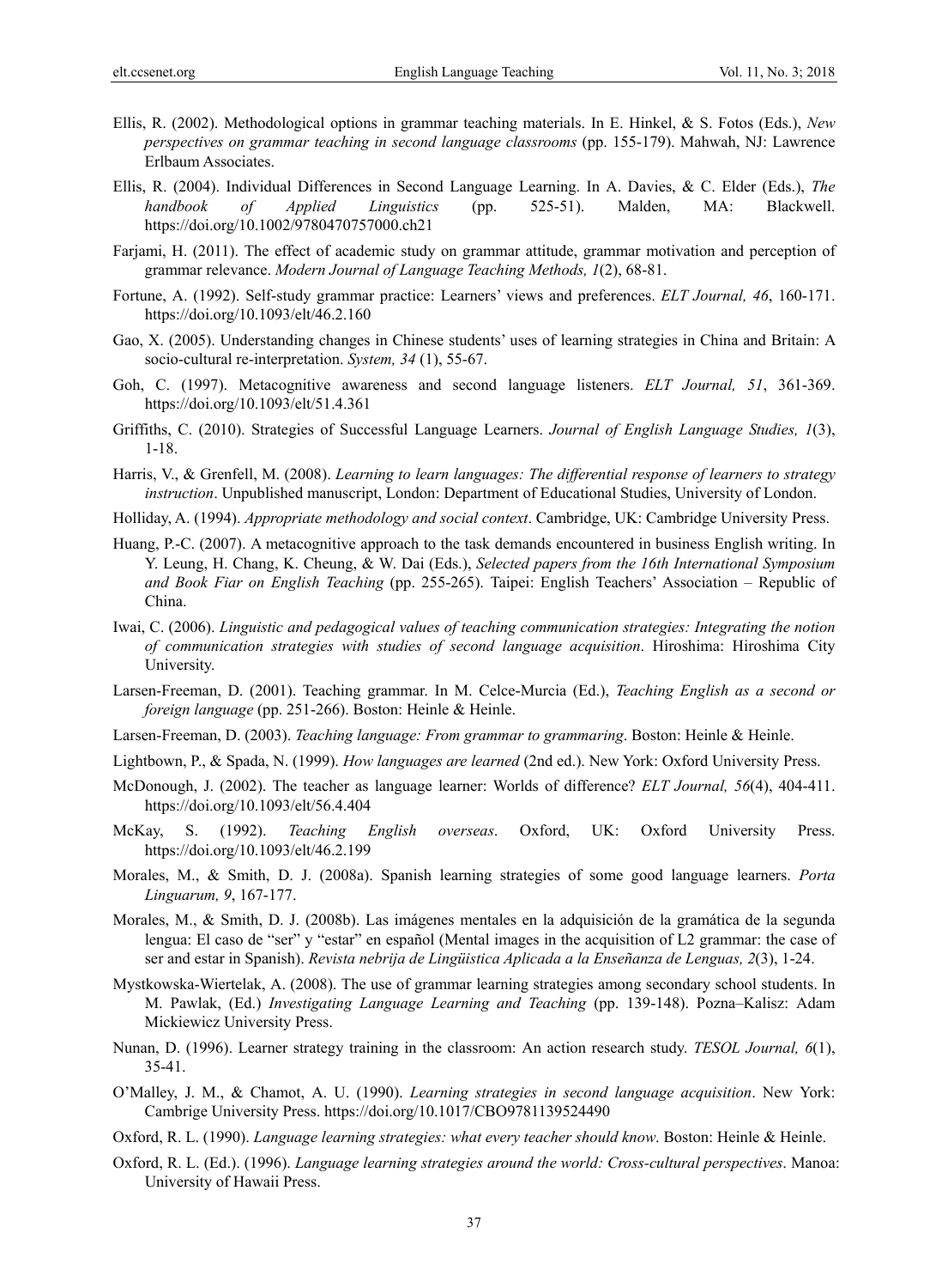Ellis, R. (2002). Methodological options in grammar teaching materials. In E. Hinkel, & S. Fotos (Eds.), *New perspectives on grammar teaching in second language classrooms* (pp. 155-179). Mahwah, NJ: Lawrence Erlbaum Associates.

Ellis, R. (2004). Individual Differences in Second Language Learning. In A. Davies, & C. Elder (Eds.), *The handbook of Applied Linguistics* (pp. 525-51). Malden, MA: Blackwell. https://doi.org/10.1002/9780470757000.ch21

Farjami, H. (2011). The effect of academic study on grammar attitude, grammar motivation and perception of grammar relevance. *Modern Journal of Language Teaching Methods, 1*(2), 68-81.

Fortune, A. (1992). Self-study grammar practice: Learners' views and preferences. *ELT Journal, 46*, 160-171. https://doi.org/10.1093/elt/46.2.160

Gao, X. (2005). Understanding changes in Chinese students' uses of learning strategies in China and Britain: A socio-cultural re-interpretation. *System, 34* (1), 55-67.

Goh, C. (1997). Metacognitive awareness and second language listeners. *ELT Journal, 51*, 361-369. https://doi.org/10.1093/elt/51.4.361

Griffiths, C. (2010). Strategies of Successful Language Learners. *Journal of English Language Studies, 1*(3), 1-18.

Harris, V., & Grenfell, M. (2008). *Learning to learn languages: The differential response of learners to strategy instruction*. Unpublished manuscript, London: Department of Educational Studies, University of London.

Holliday, A. (1994). *Appropriate methodology and social context*. Cambridge, UK: Cambridge University Press.

Huang, P.-C. (2007). A metacognitive approach to the task demands encountered in business English writing. In Y. Leung, H. Chang, K. Cheung, & W. Dai (Eds.), *Selected papers from the 16th International Symposium and Book Fiar on English Teaching* (pp. 255-265). Taipei: English Teachers' Association – Republic of China.

Iwai, C. (2006). *Linguistic and pedagogical values of teaching communication strategies: Integrating the notion of communication strategies with studies of second language acquisition*. Hiroshima: Hiroshima City University.

Larsen-Freeman, D. (2001). Teaching grammar. In M. Celce-Murcia (Ed.), *Teaching English as a second or foreign language* (pp. 251-266). Boston: Heinle & Heinle.

Larsen-Freeman, D. (2003). *Teaching language: From grammar to grammaring*. Boston: Heinle & Heinle.

Lightbown, P., & Spada, N. (1999). *How languages are learned* (2nd ed.). New York: Oxford University Press.

McDonough, J. (2002). The teacher as language learner: Worlds of difference? *ELT Journal, 56*(4), 404-411. https://doi.org/10.1093/elt/56.4.404

McKay, S. (1992). *Teaching English overseas*. Oxford, UK: Oxford University Press. https://doi.org/10.1093/elt/46.2.199

Morales, M., & Smith, D. J. (2008a). Spanish learning strategies of some good language learners. *Porta Linguarum, 9*, 167-177.

Morales, M., & Smith, D. J. (2008b). Las imágenes mentales en la adquisición de la gramática de la segunda lengua: El caso de "ser" y "estar" en español (Mental images in the acquisition of L2 grammar: the case of ser and estar in Spanish). *Revista nebrija de Lingüistica Aplicada a la Enseñanza de Lenguas, 2*(3), 1-24.

Mystkowska-Wiertelak, A. (2008). The use of grammar learning strategies among secondary school students. In M. Pawlak, (Ed.) *Investigating Language Learning and Teaching* (pp. 139-148). Pozna–Kalisz: Adam Mickiewicz University Press.

Nunan, D. (1996). Learner strategy training in the classroom: An action research study. *TESOL Journal, 6*(1), 35-41.

O'Malley, J. M., & Chamot, A. U. (1990). *Learning strategies in second language acquisition*. New York: Cambrige University Press. https://doi.org/10.1017/CBO9781139524490

Oxford, R. L. (1990). *Language learning strategies: what every teacher should know*. Boston: Heinle & Heinle.

Oxford, R. L. (Ed.). (1996). *Language learning strategies around the world: Cross-cultural perspectives*. Manoa: University of Hawaii Press.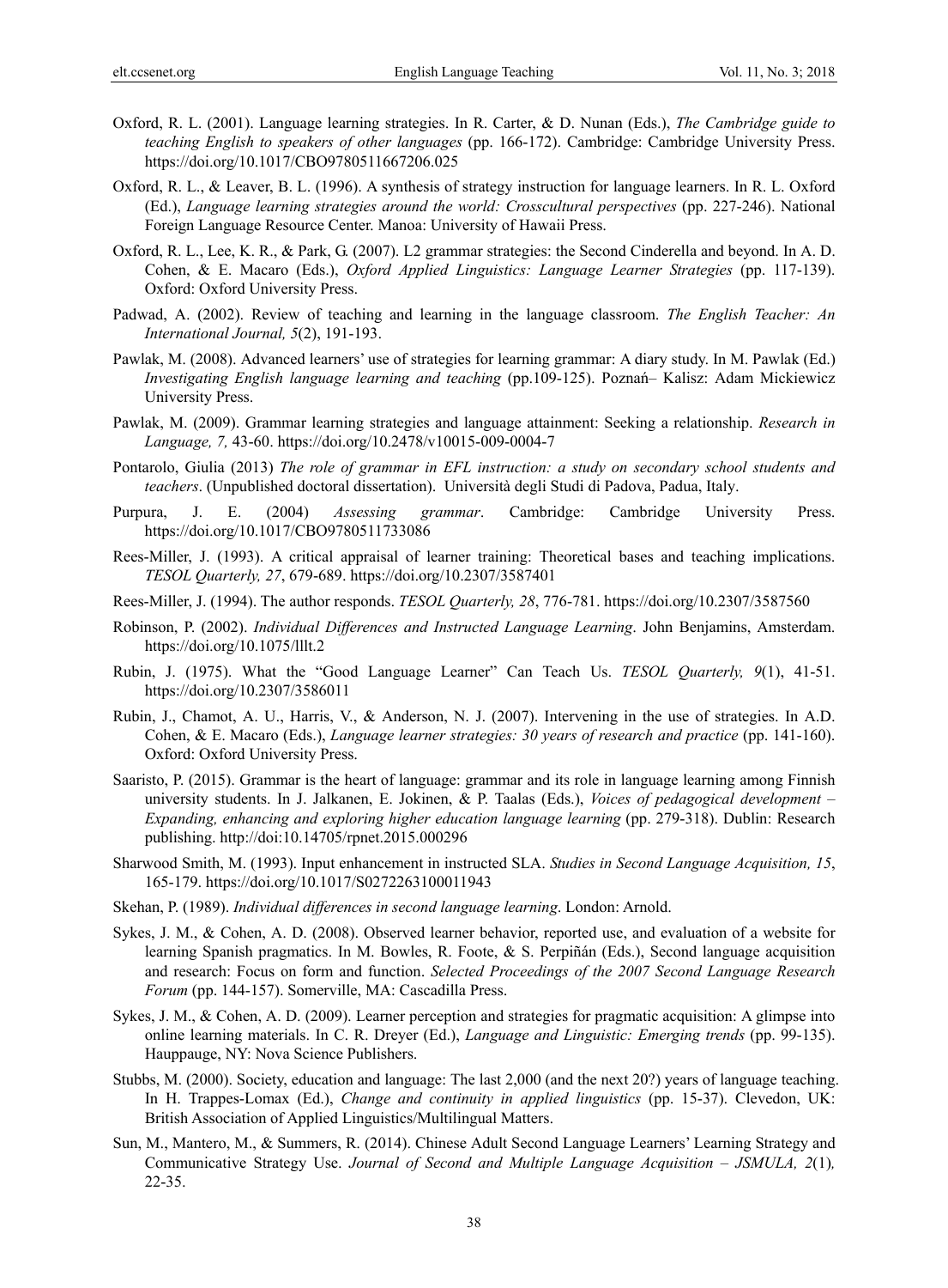Oxford, R. L. (2001). Language learning strategies. In R. Carter, & D. Nunan (Eds.), *The Cambridge guide to teaching English to speakers of other languages* (pp. 166-172). Cambridge: Cambridge University Press. https://doi.org/10.1017/CBO9780511667206.025

Oxford, R. L., & Leaver, B. L. (1996). A synthesis of strategy instruction for language learners. In R. L. Oxford (Ed.), *Language learning strategies around the world: Crosscultural perspectives* (pp. 227-246). National Foreign Language Resource Center. Manoa: University of Hawaii Press.

Oxford, R. L., Lee, K. R., & Park, G. (2007). L2 grammar strategies: the Second Cinderella and beyond. In A. D. Cohen, & E. Macaro (Eds.), *Oxford Applied Linguistics: Language Learner Strategies* (pp. 117-139). Oxford: Oxford University Press.

Padwad, A. (2002). Review of teaching and learning in the language classroom. *The English Teacher: An International Journal, 5*(2), 191-193.

Pawlak, M. (2008). Advanced learners' use of strategies for learning grammar: A diary study. In M. Pawlak (Ed.) *Investigating English language learning and teaching* (pp.109-125). Poznań– Kalisz: Adam Mickiewicz University Press.

Pawlak, M. (2009). Grammar learning strategies and language attainment: Seeking a relationship. *Research in Language, 7,* 43-60. https://doi.org/10.2478/v10015-009-0004-7

Pontarolo, Giulia (2013) *The role of grammar in EFL instruction: a study on secondary school students and teachers*. (Unpublished doctoral dissertation). Università degli Studi di Padova, Padua, Italy.

Purpura, J. E. (2004) *Assessing grammar*. Cambridge: Cambridge University Press. https://doi.org/10.1017/CBO9780511733086

Rees-Miller, J. (1993). A critical appraisal of learner training: Theoretical bases and teaching implications. *TESOL Quarterly, 27*, 679-689. https://doi.org/10.2307/3587401

Rees-Miller, J. (1994). The author responds. *TESOL Quarterly, 28*, 776-781. https://doi.org/10.2307/3587560

Robinson, P. (2002). *Individual Differences and Instructed Language Learning*. John Benjamins, Amsterdam. https://doi.org/10.1075/lllt.2

Rubin, J. (1975). What the "Good Language Learner" Can Teach Us. *TESOL Quarterly, 9*(1), 41-51. https://doi.org/10.2307/3586011

Rubin, J., Chamot, A. U., Harris, V., & Anderson, N. J. (2007). Intervening in the use of strategies. In A.D. Cohen, & E. Macaro (Eds.), *Language learner strategies: 30 years of research and practice* (pp. 141-160). Oxford: Oxford University Press.

Saaristo, P. (2015). Grammar is the heart of language: grammar and its role in language learning among Finnish university students. In J. Jalkanen, E. Jokinen, & P. Taalas (Eds.), *Voices of pedagogical development – Expanding, enhancing and exploring higher education language learning* (pp. 279-318). Dublin: Research publishing. http://doi:10.14705/rpnet.2015.000296

Sharwood Smith, M. (1993). Input enhancement in instructed SLA. *Studies in Second Language Acquisition, 15*, 165-179. https://doi.org/10.1017/S0272263100011943

Skehan, P. (1989). *Individual differences in second language learning*. London: Arnold.

Sykes, J. M., & Cohen, A. D. (2008). Observed learner behavior, reported use, and evaluation of a website for learning Spanish pragmatics. In M. Bowles, R. Foote, & S. Perpiñán (Eds.), Second language acquisition and research: Focus on form and function. *Selected Proceedings of the 2007 Second Language Research Forum* (pp. 144-157). Somerville, MA: Cascadilla Press.

Sykes, J. M., & Cohen, A. D. (2009). Learner perception and strategies for pragmatic acquisition: A glimpse into online learning materials. In C. R. Dreyer (Ed.), *Language and Linguistic: Emerging trends* (pp. 99-135). Hauppauge, NY: Nova Science Publishers.

Stubbs, M. (2000). Society, education and language: The last 2,000 (and the next 20?) years of language teaching. In H. Trappes-Lomax (Ed.), *Change and continuity in applied linguistics* (pp. 15-37). Clevedon, UK: British Association of Applied Linguistics/Multilingual Matters.

Sun, M., Mantero, M., & Summers, R. (2014). Chinese Adult Second Language Learners' Learning Strategy and Communicative Strategy Use. *Journal of Second and Multiple Language Acquisition – JSMULA, 2*(1)*,* 22-35.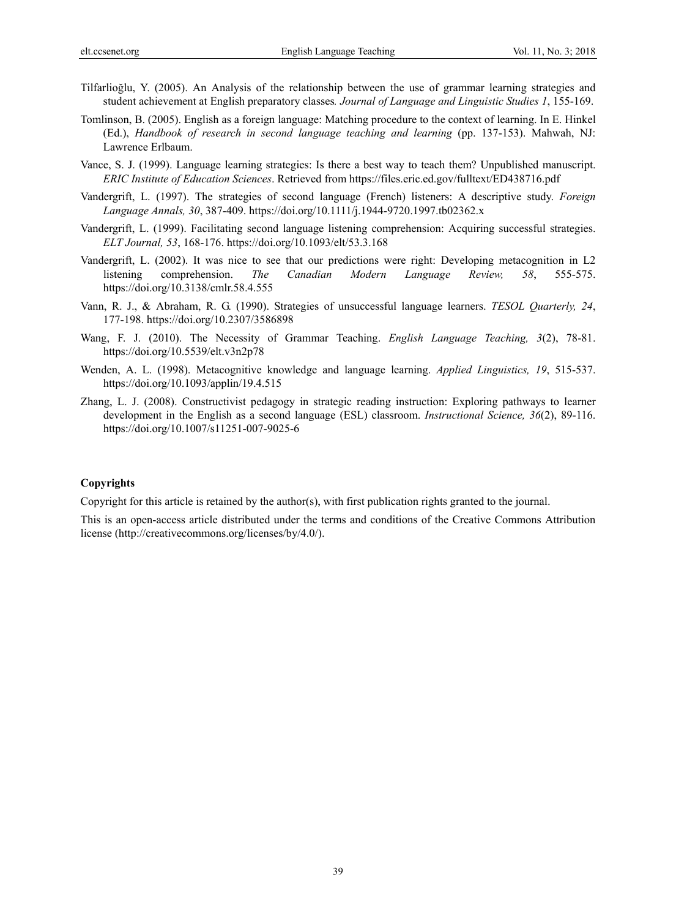Tilfarlioğlu, Y. (2005). An Analysis of the relationship between the use of grammar learning strategies and student achievement at English preparatory classes*. Journal of Language and Linguistic Studies 1*, 155-169.

Tomlinson, B. (2005). English as a foreign language: Matching procedure to the context of learning. In E. Hinkel (Ed.), *Handbook of research in second language teaching and learning* (pp. 137-153). Mahwah, NJ: Lawrence Erlbaum.

Vance, S. J. (1999). Language learning strategies: Is there a best way to teach them? Unpublished manuscript. *ERIC Institute of Education Sciences*. Retrieved from https://files.eric.ed.gov/fulltext/ED438716.pdf

Vandergrift, L. (1997). The strategies of second language (French) listeners: A descriptive study. *Foreign Language Annals, 30*, 387-409. https://doi.org/10.1111/j.1944-9720.1997.tb02362.x

Vandergrift, L. (1999). Facilitating second language listening comprehension: Acquiring successful strategies. *ELT Journal, 53*, 168-176. https://doi.org/10.1093/elt/53.3.168

Vandergrift, L. (2002). It was nice to see that our predictions were right: Developing metacognition in L2 listening comprehension. *The Canadian Modern Language Review, 58*, 555-575. https://doi.org/10.3138/cmlr.58.4.555

Vann, R. J., & Abraham, R. G. (1990). Strategies of unsuccessful language learners. *TESOL Quarterly, 24*, 177-198. https://doi.org/10.2307/3586898

Wang, F. J. (2010). The Necessity of Grammar Teaching. *English Language Teaching, 3*(2), 78-81. https://doi.org/10.5539/elt.v3n2p78

Wenden, A. L. (1998). Metacognitive knowledge and language learning. *Applied Linguistics, 19*, 515-537. https://doi.org/10.1093/applin/19.4.515

Zhang, L. J. (2008). Constructivist pedagogy in strategic reading instruction: Exploring pathways to learner development in the English as a second language (ESL) classroom. *Instructional Science, 36*(2), 89-116. https://doi.org/10.1007/s11251-007-9025-6

## Copyrights

Copyright for this article is retained by the author(s), with first publication rights granted to the journal.

This is an open-access article distributed under the terms and conditions of the Creative Commons Attribution license (http://creativecommons.org/licenses/by/4.0/).